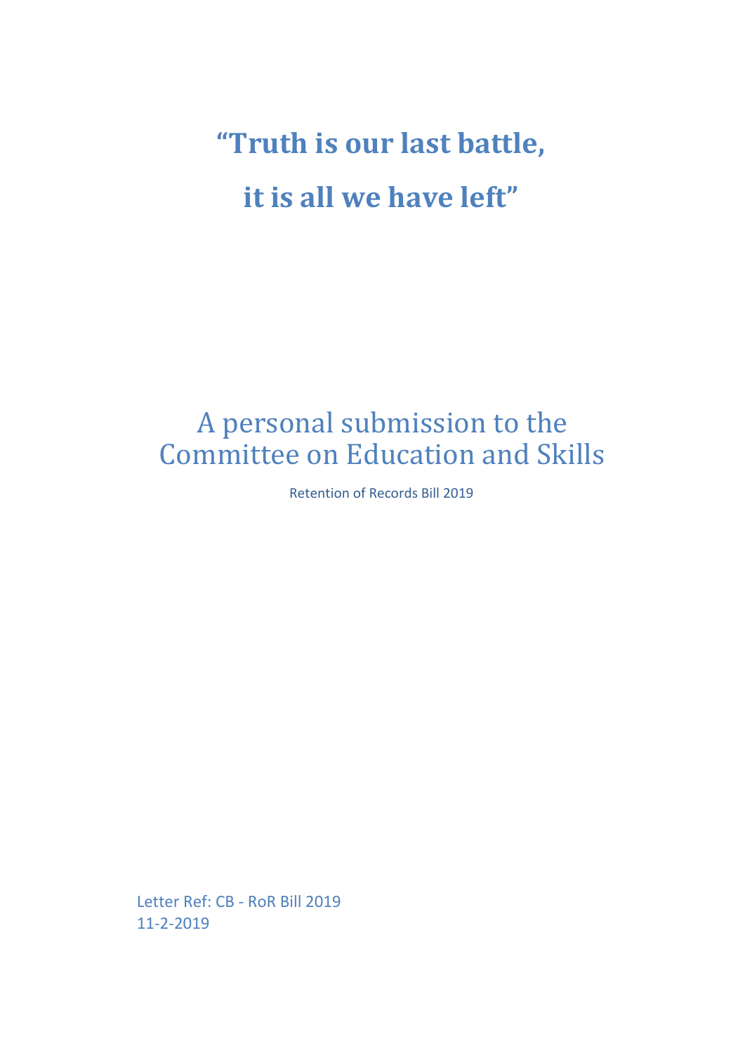# "Truth is our last battle, it is all we have left"

## A personal submission to the Committee on Education and Skills

Retention of Records Bill 2019

Letter Ref: CB - RoR Bill 2019
11-2-2019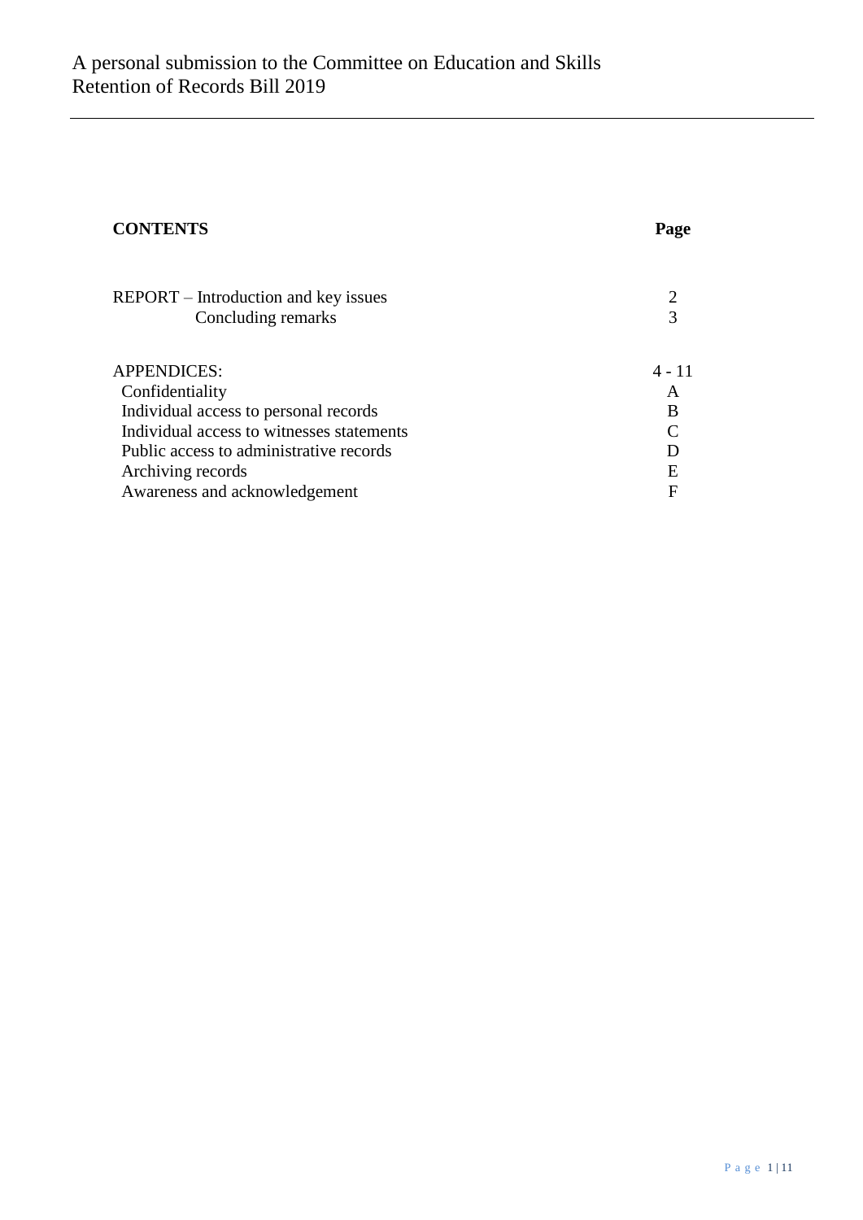A personal submission to the Committee on Education and Skills
Retention of Records Bill 2019

| **CONTENTS** | **Page** |
| --- | --- |
| REPORT – Introduction and key issues | 2 |
| Concluding remarks | 3 |
| APPENDICES: | 4 - 11 |
| Confidentiality | A |
| Individual access to personal records | B |
| Individual access to witnesses statements | C |
| Public access to administrative records | D |
| Archiving records | E |
| Awareness and acknowledgement | F |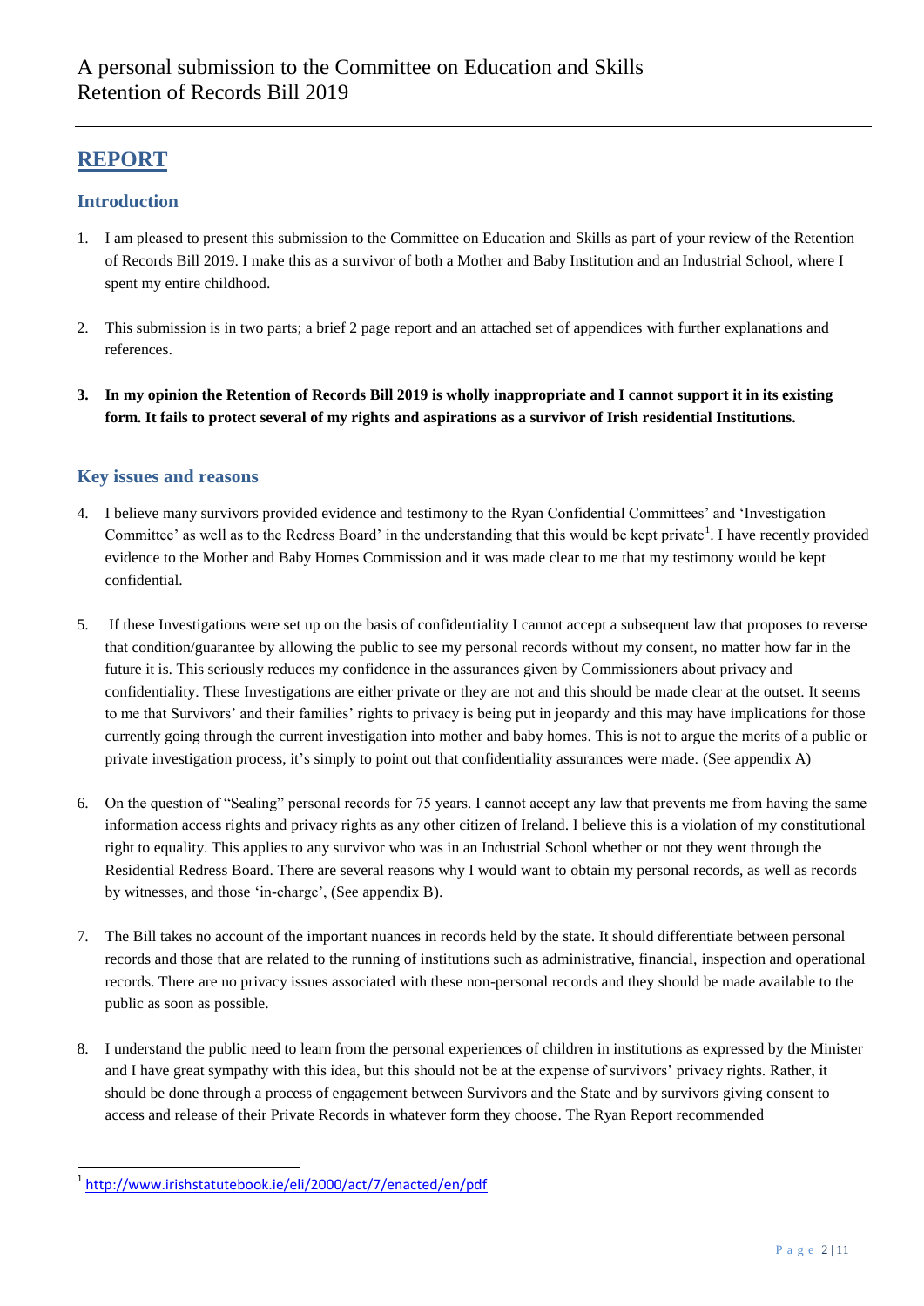# A personal submission to the Committee on Education and Skills Retention of Records Bill 2019

## REPORT

### Introduction

1. I am pleased to present this submission to the Committee on Education and Skills as part of your review of the Retention of Records Bill 2019. I make this as a survivor of both a Mother and Baby Institution and an Industrial School, where I spent my entire childhood.

2. This submission is in two parts; a brief 2 page report and an attached set of appendices with further explanations and references.

3. **In my opinion the Retention of Records Bill 2019 is wholly inappropriate and I cannot support it in its existing form. It fails to protect several of my rights and aspirations as a survivor of Irish residential Institutions.**

### Key issues and reasons

4. I believe many survivors provided evidence and testimony to the Ryan Confidential Committees' and 'Investigation Committee' as well as to the Redress Board' in the understanding that this would be kept private[1]. I have recently provided evidence to the Mother and Baby Homes Commission and it was made clear to me that my testimony would be kept confidential.

5. If these Investigations were set up on the basis of confidentiality I cannot accept a subsequent law that proposes to reverse that condition/guarantee by allowing the public to see my personal records without my consent, no matter how far in the future it is. This seriously reduces my confidence in the assurances given by Commissioners about privacy and confidentiality. These Investigations are either private or they are not and this should be made clear at the outset. It seems to me that Survivors' and their families' rights to privacy is being put in jeopardy and this may have implications for those currently going through the current investigation into mother and baby homes. This is not to argue the merits of a public or private investigation process, it's simply to point out that confidentiality assurances were made. (See appendix A)

6. On the question of "Sealing" personal records for 75 years. I cannot accept any law that prevents me from having the same information access rights and privacy rights as any other citizen of Ireland. I believe this is a violation of my constitutional right to equality. This applies to any survivor who was in an Industrial School whether or not they went through the Residential Redress Board. There are several reasons why I would want to obtain my personal records, as well as records by witnesses, and those 'in-charge', (See appendix B).

7. The Bill takes no account of the important nuances in records held by the state. It should differentiate between personal records and those that are related to the running of institutions such as administrative, financial, inspection and operational records. There are no privacy issues associated with these non-personal records and they should be made available to the public as soon as possible.

8. I understand the public need to learn from the personal experiences of children in institutions as expressed by the Minister and I have great sympathy with this idea, but this should not be at the expense of survivors' privacy rights. Rather, it should be done through a process of engagement between Survivors and the State and by survivors giving consent to access and release of their Private Records in whatever form they choose. The Ryan Report recommended

---

[1] http://www.irishstatutebook.ie/eli/2000/act/7/enacted/en/pdf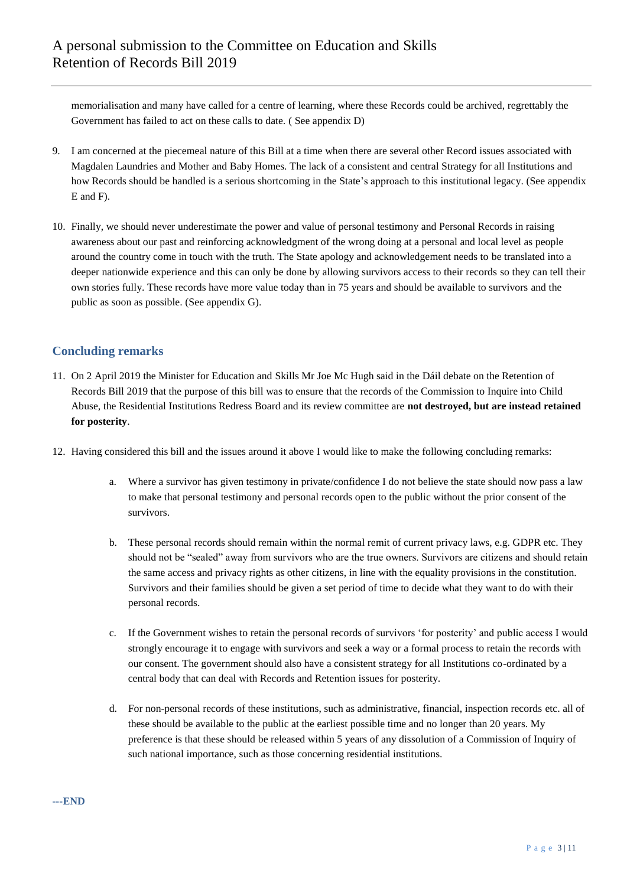memorialisation and many have called for a centre of learning, where these Records could be archived, regrettably the Government has failed to act on these calls to date. ( See appendix D)

9. I am concerned at the piecemeal nature of this Bill at a time when there are several other Record issues associated with Magdalen Laundries and Mother and Baby Homes. The lack of a consistent and central Strategy for all Institutions and how Records should be handled is a serious shortcoming in the State's approach to this institutional legacy. (See appendix E and F).

10. Finally, we should never underestimate the power and value of personal testimony and Personal Records in raising awareness about our past and reinforcing acknowledgment of the wrong doing at a personal and local level as people around the country come in touch with the truth. The State apology and acknowledgement needs to be translated into a deeper nationwide experience and this can only be done by allowing survivors access to their records so they can tell their own stories fully. These records have more value today than in 75 years and should be available to survivors and the public as soon as possible. (See appendix G).

## Concluding remarks

11. On 2 April 2019 the Minister for Education and Skills Mr Joe Mc Hugh said in the Dáil debate on the Retention of Records Bill 2019 that the purpose of this bill was to ensure that the records of the Commission to Inquire into Child Abuse, the Residential Institutions Redress Board and its review committee are **not destroyed, but are instead retained for posterity**.

12. Having considered this bill and the issues around it above I would like to make the following concluding remarks:

    a. Where a survivor has given testimony in private/confidence I do not believe the state should now pass a law to make that personal testimony and personal records open to the public without the prior consent of the survivors.

    b. These personal records should remain within the normal remit of current privacy laws, e.g. GDPR etc. They should not be "sealed" away from survivors who are the true owners. Survivors are citizens and should retain the same access and privacy rights as other citizens, in line with the equality provisions in the constitution. Survivors and their families should be given a set period of time to decide what they want to do with their personal records.

    c. If the Government wishes to retain the personal records of survivors 'for posterity' and public access I would strongly encourage it to engage with survivors and seek a way or a formal process to retain the records with our consent. The government should also have a consistent strategy for all Institutions co-ordinated by a central body that can deal with Records and Retention issues for posterity.

    d. For non-personal records of these institutions, such as administrative, financial, inspection records etc. all of these should be available to the public at the earliest possible time and no longer than 20 years. My preference is that these should be released within 5 years of any dissolution of a Commission of Inquiry of such national importance, such as those concerning residential institutions.

**---END**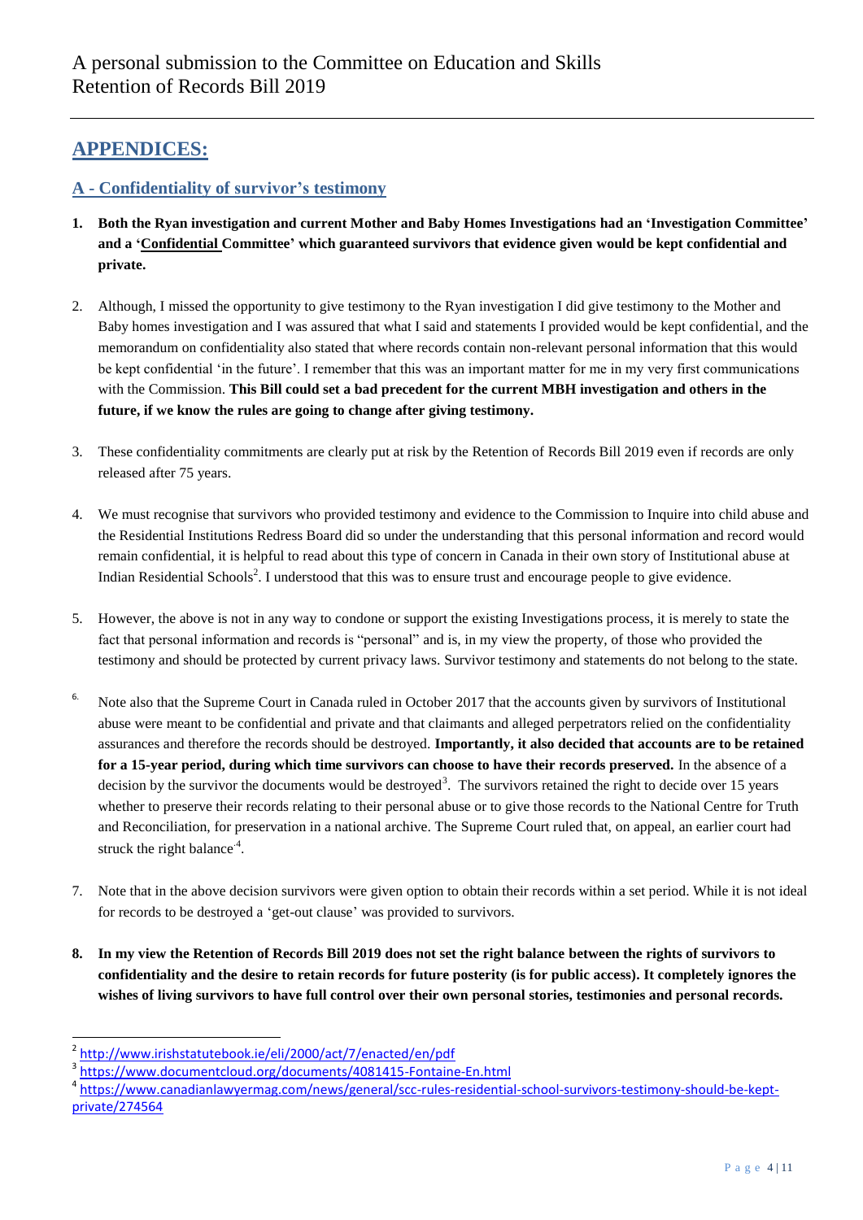## APPENDICES:

### A - Confidentiality of survivor's testimony

1. **Both the Ryan investigation and current Mother and Baby Homes Investigations had an 'Investigation Committee' and a 'Confidential Committee' which guaranteed survivors that evidence given would be kept confidential and private.**

2. Although, I missed the opportunity to give testimony to the Ryan investigation I did give testimony to the Mother and Baby homes investigation and I was assured that what I said and statements I provided would be kept confidential, and the memorandum on confidentiality also stated that where records contain non-relevant personal information that this would be kept confidential 'in the future'. I remember that this was an important matter for me in my very first communications with the Commission. **This Bill could set a bad precedent for the current MBH investigation and others in the future, if we know the rules are going to change after giving testimony.**

3. These confidentiality commitments are clearly put at risk by the Retention of Records Bill 2019 even if records are only released after 75 years.

4. We must recognise that survivors who provided testimony and evidence to the Commission to Inquire into child abuse and the Residential Institutions Redress Board did so under the understanding that this personal information and record would remain confidential, it is helpful to read about this type of concern in Canada in their own story of Institutional abuse at Indian Residential Schools[2]. I understood that this was to ensure trust and encourage people to give evidence.

5. However, the above is not in any way to condone or support the existing Investigations process, it is merely to state the fact that personal information and records is "personal" and is, in my view the property, of those who provided the testimony and should be protected by current privacy laws. Survivor testimony and statements do not belong to the state.

6. Note also that the Supreme Court in Canada ruled in October 2017 that the accounts given by survivors of Institutional abuse were meant to be confidential and private and that claimants and alleged perpetrators relied on the confidentiality assurances and therefore the records should be destroyed. **Importantly, it also decided that accounts are to be retained for a 15-year period, during which time survivors can choose to have their records preserved.** In the absence of a decision by the survivor the documents would be destroyed[3]. The survivors retained the right to decide over 15 years whether to preserve their records relating to their personal abuse or to give those records to the National Centre for Truth and Reconciliation, for preservation in a national archive. The Supreme Court ruled that, on appeal, an earlier court had struck the right balance[4].

7. Note that in the above decision survivors were given option to obtain their records within a set period. While it is not ideal for records to be destroyed a 'get-out clause' was provided to survivors.

8. **In my view the Retention of Records Bill 2019 does not set the right balance between the rights of survivors to confidentiality and the desire to retain records for future posterity (is for public access). It completely ignores the wishes of living survivors to have full control over their own personal stories, testimonies and personal records.**

---

[2] http://www.irishstatutebook.ie/eli/2000/act/7/enacted/en/pdf

[3] https://www.documentcloud.org/documents/4081415-Fontaine-En.html

[4] https://www.canadianlawyermag.com/news/general/scc-rules-residential-school-survivors-testimony-should-be-kept-private/274564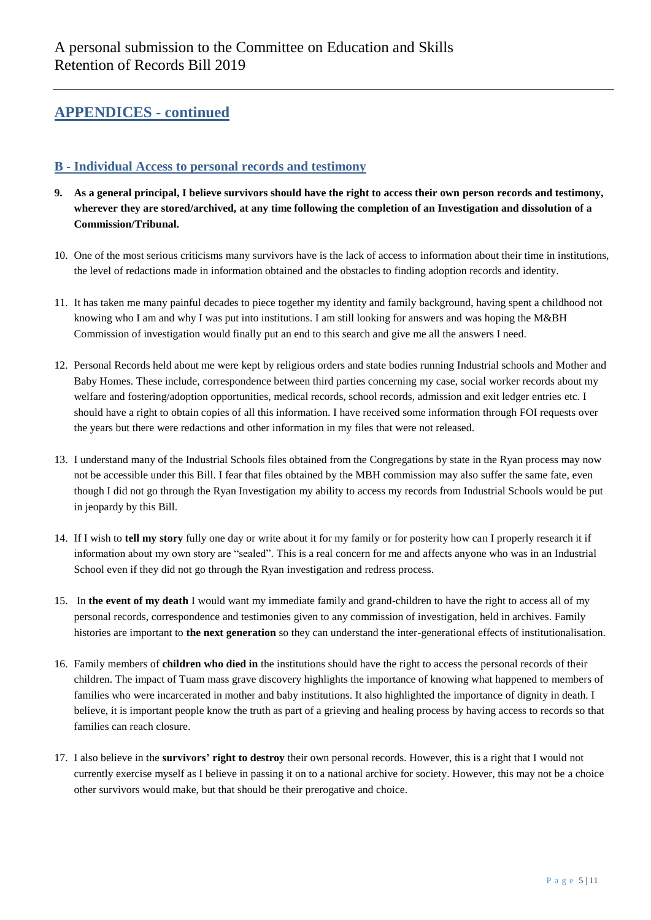## APPENDICES - continued

### B - Individual Access to personal records and testimony

9. **As a general principal, I believe survivors should have the right to access their own person records and testimony, wherever they are stored/archived, at any time following the completion of an Investigation and dissolution of a Commission/Tribunal.**

10. One of the most serious criticisms many survivors have is the lack of access to information about their time in institutions, the level of redactions made in information obtained and the obstacles to finding adoption records and identity.

11. It has taken me many painful decades to piece together my identity and family background, having spent a childhood not knowing who I am and why I was put into institutions. I am still looking for answers and was hoping the M&BH Commission of investigation would finally put an end to this search and give me all the answers I need.

12. Personal Records held about me were kept by religious orders and state bodies running Industrial schools and Mother and Baby Homes. These include, correspondence between third parties concerning my case, social worker records about my welfare and fostering/adoption opportunities, medical records, school records, admission and exit ledger entries etc. I should have a right to obtain copies of all this information. I have received some information through FOI requests over the years but there were redactions and other information in my files that were not released.

13. I understand many of the Industrial Schools files obtained from the Congregations by state in the Ryan process may now not be accessible under this Bill. I fear that files obtained by the MBH commission may also suffer the same fate, even though I did not go through the Ryan Investigation my ability to access my records from Industrial Schools would be put in jeopardy by this Bill.

14. If I wish to **tell my story** fully one day or write about it for my family or for posterity how can I properly research it if information about my own story are "sealed". This is a real concern for me and affects anyone who was in an Industrial School even if they did not go through the Ryan investigation and redress process.

15. In **the event of my death** I would want my immediate family and grand-children to have the right to access all of my personal records, correspondence and testimonies given to any commission of investigation, held in archives. Family histories are important to **the next generation** so they can understand the inter-generational effects of institutionalisation.

16. Family members of **children who died in** the institutions should have the right to access the personal records of their children. The impact of Tuam mass grave discovery highlights the importance of knowing what happened to members of families who were incarcerated in mother and baby institutions. It also highlighted the importance of dignity in death. I believe, it is important people know the truth as part of a grieving and healing process by having access to records so that families can reach closure.

17. I also believe in the **survivors' right to destroy** their own personal records. However, this is a right that I would not currently exercise myself as I believe in passing it on to a national archive for society. However, this may not be a choice other survivors would make, but that should be their prerogative and choice.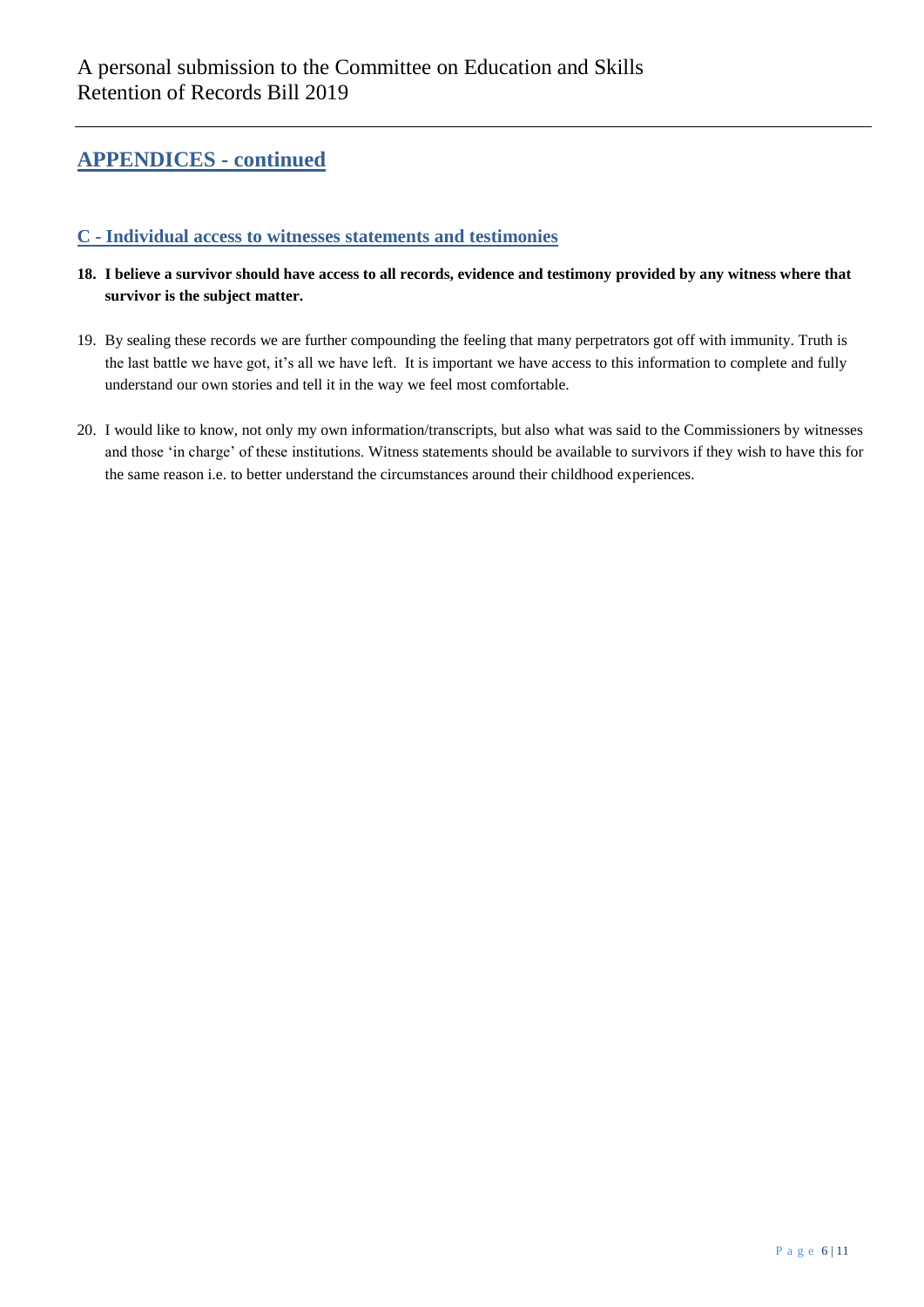## APPENDICES - continued

### C - Individual access to witnesses statements and testimonies

18. **I believe a survivor should have access to all records, evidence and testimony provided by any witness where that survivor is the subject matter.**

19. By sealing these records we are further compounding the feeling that many perpetrators got off with immunity. Truth is the last battle we have got, it's all we have left. It is important we have access to this information to complete and fully understand our own stories and tell it in the way we feel most comfortable.

20. I would like to know, not only my own information/transcripts, but also what was said to the Commissioners by witnesses and those 'in charge' of these institutions. Witness statements should be available to survivors if they wish to have this for the same reason i.e. to better understand the circumstances around their childhood experiences.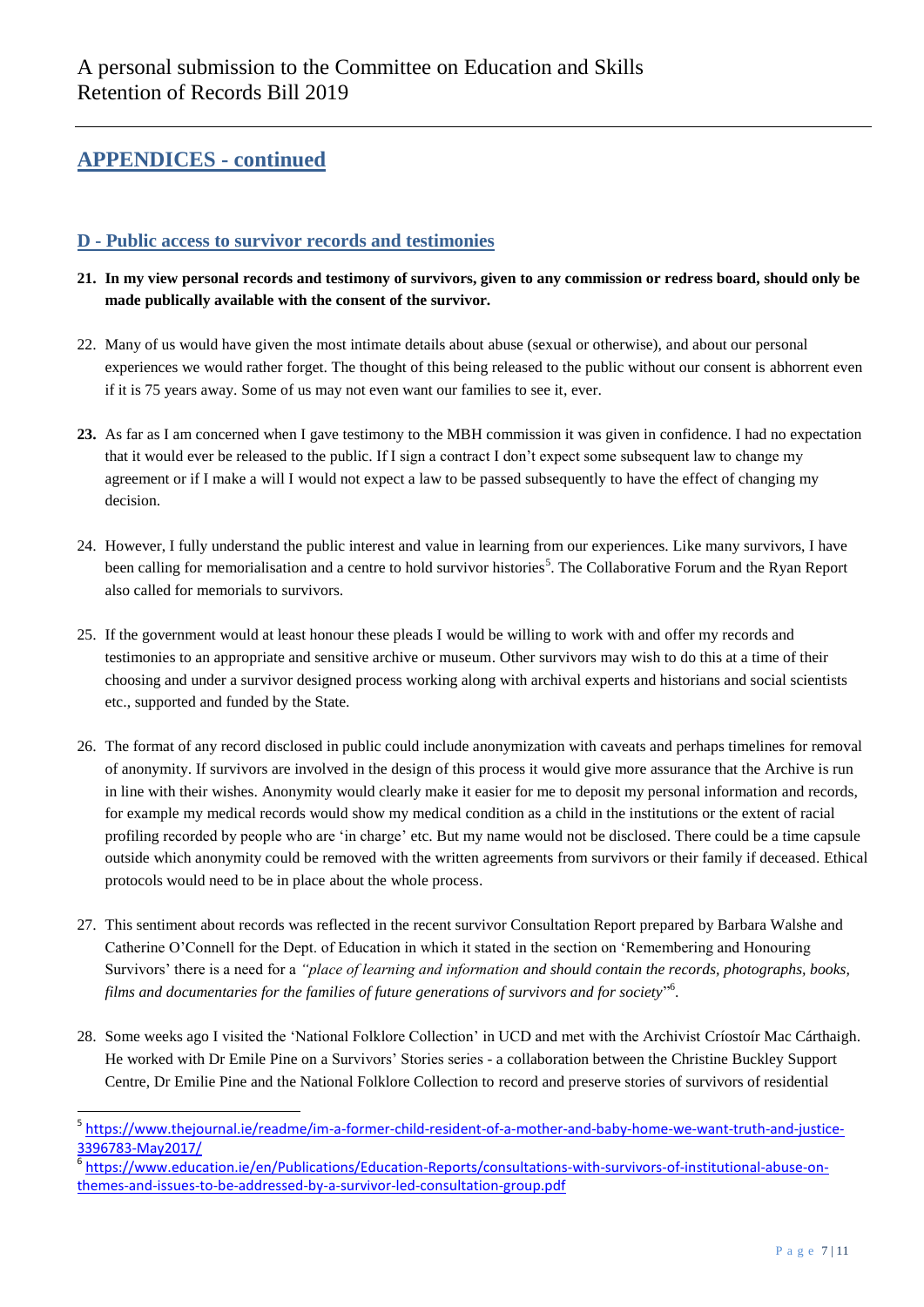## APPENDICES - continued

### D - Public access to survivor records and testimonies

21. **In my view personal records and testimony of survivors, given to any commission or redress board, should only be made publically available with the consent of the survivor.**

22. Many of us would have given the most intimate details about abuse (sexual or otherwise), and about our personal experiences we would rather forget. The thought of this being released to the public without our consent is abhorrent even if it is 75 years away. Some of us may not even want our families to see it, ever.

23. As far as I am concerned when I gave testimony to the MBH commission it was given in confidence. I had no expectation that it would ever be released to the public. If I sign a contract I don't expect some subsequent law to change my agreement or if I make a will I would not expect a law to be passed subsequently to have the effect of changing my decision.

24. However, I fully understand the public interest and value in learning from our experiences. Like many survivors, I have been calling for memorialisation and a centre to hold survivor histories[5]. The Collaborative Forum and the Ryan Report also called for memorials to survivors.

25. If the government would at least honour these pleads I would be willing to work with and offer my records and testimonies to an appropriate and sensitive archive or museum. Other survivors may wish to do this at a time of their choosing and under a survivor designed process working along with archival experts and historians and social scientists etc., supported and funded by the State.

26. The format of any record disclosed in public could include anonymization with caveats and perhaps timelines for removal of anonymity. If survivors are involved in the design of this process it would give more assurance that the Archive is run in line with their wishes. Anonymity would clearly make it easier for me to deposit my personal information and records, for example my medical records would show my medical condition as a child in the institutions or the extent of racial profiling recorded by people who are 'in charge' etc. But my name would not be disclosed. There could be a time capsule outside which anonymity could be removed with the written agreements from survivors or their family if deceased. Ethical protocols would need to be in place about the whole process.

27. This sentiment about records was reflected in the recent survivor Consultation Report prepared by Barbara Walshe and Catherine O'Connell for the Dept. of Education in which it stated in the section on 'Remembering and Honouring Survivors' there is a need for a *"place of learning and information and should contain the records, photographs, books, films and documentaries for the families of future generations of survivors and for society"*[6].

28. Some weeks ago I visited the 'National Folklore Collection' in UCD and met with the Archivist Críostoír Mac Cárthaigh. He worked with Dr Emile Pine on a Survivors' Stories series - a collaboration between the Christine Buckley Support Centre, Dr Emilie Pine and the National Folklore Collection to record and preserve stories of survivors of residential

---

[5] https://www.thejournal.ie/readme/im-a-former-child-resident-of-a-mother-and-baby-home-we-want-truth-and-justice-3396783-May2017/

[6] https://www.education.ie/en/Publications/Education-Reports/consultations-with-survivors-of-institutional-abuse-on-themes-and-issues-to-be-addressed-by-a-survivor-led-consultation-group.pdf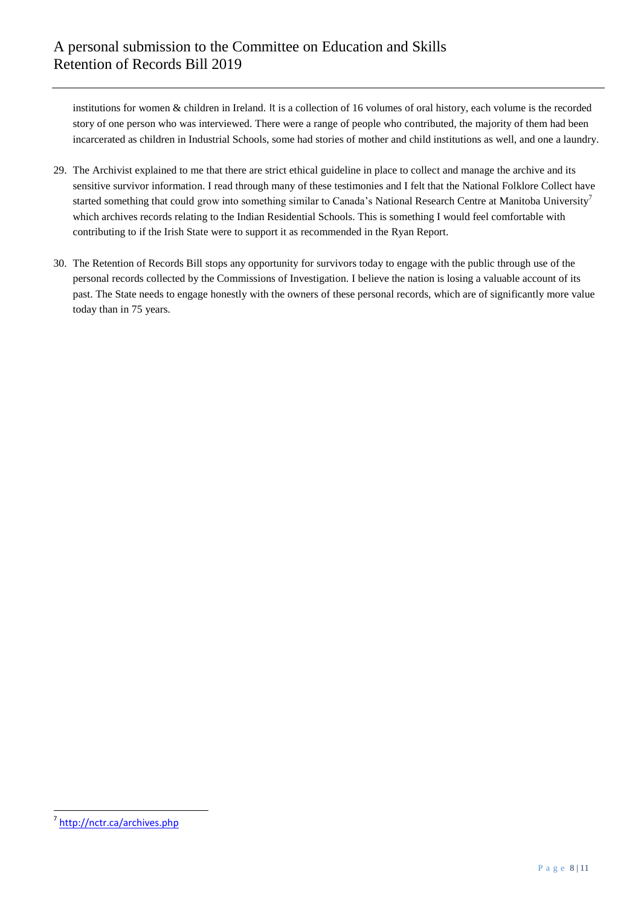institutions for women & children in Ireland. It is a collection of 16 volumes of oral history, each volume is the recorded story of one person who was interviewed. There were a range of people who contributed, the majority of them had been incarcerated as children in Industrial Schools, some had stories of mother and child institutions as well, and one a laundry.

29. The Archivist explained to me that there are strict ethical guideline in place to collect and manage the archive and its sensitive survivor information. I read through many of these testimonies and I felt that the National Folklore Collect have started something that could grow into something similar to Canada's National Research Centre at Manitoba University[7] which archives records relating to the Indian Residential Schools. This is something I would feel comfortable with contributing to if the Irish State were to support it as recommended in the Ryan Report.

30. The Retention of Records Bill stops any opportunity for survivors today to engage with the public through use of the personal records collected by the Commissions of Investigation. I believe the nation is losing a valuable account of its past. The State needs to engage honestly with the owners of these personal records, which are of significantly more value today than in 75 years.

---

[7] http://nctr.ca/archives.php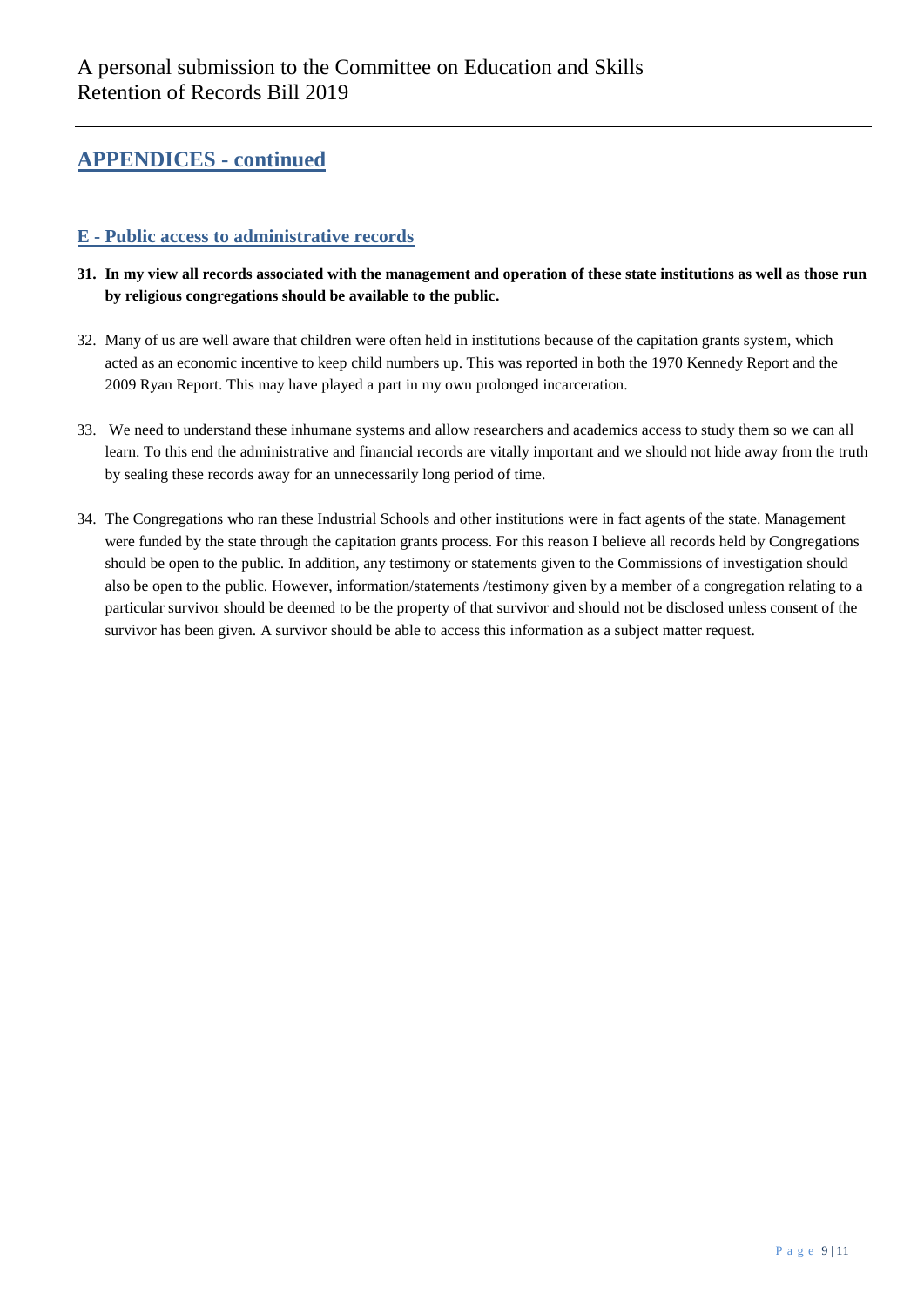## APPENDICES - continued

### E - Public access to administrative records

**31. In my view all records associated with the management and operation of these state institutions as well as those run by religious congregations should be available to the public.**

32. Many of us are well aware that children were often held in institutions because of the capitation grants system, which acted as an economic incentive to keep child numbers up. This was reported in both the 1970 Kennedy Report and the 2009 Ryan Report. This may have played a part in my own prolonged incarceration.

33. We need to understand these inhumane systems and allow researchers and academics access to study them so we can all learn. To this end the administrative and financial records are vitally important and we should not hide away from the truth by sealing these records away for an unnecessarily long period of time.

34. The Congregations who ran these Industrial Schools and other institutions were in fact agents of the state. Management were funded by the state through the capitation grants process. For this reason I believe all records held by Congregations should be open to the public. In addition, any testimony or statements given to the Commissions of investigation should also be open to the public. However, information/statements /testimony given by a member of a congregation relating to a particular survivor should be deemed to be the property of that survivor and should not be disclosed unless consent of the survivor has been given. A survivor should be able to access this information as a subject matter request.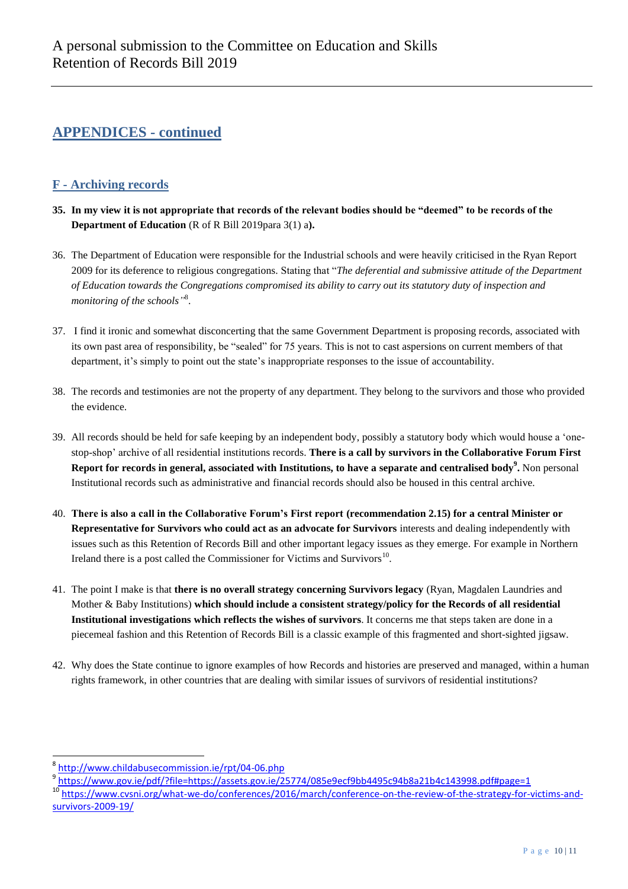## APPENDICES - continued

### F - Archiving records

35. **In my view it is not appropriate that records of the relevant bodies should be "deemed" to be records of the Department of Education** (R of R Bill 2019para 3(1) a**).**

36. The Department of Education were responsible for the Industrial schools and were heavily criticised in the Ryan Report 2009 for its deference to religious congregations. Stating that "*The deferential and submissive attitude of the Department of Education towards the Congregations compromised its ability to carry out its statutory duty of inspection and monitoring of the schools'*"[8].

37. I find it ironic and somewhat disconcerting that the same Government Department is proposing records, associated with its own past area of responsibility, be "sealed" for 75 years. This is not to cast aspersions on current members of that department, it's simply to point out the state's inappropriate responses to the issue of accountability.

38. The records and testimonies are not the property of any department. They belong to the survivors and those who provided the evidence.

39. All records should be held for safe keeping by an independent body, possibly a statutory body which would house a 'one-stop-shop' archive of all residential institutions records. **There is a call by survivors in the Collaborative Forum First Report for records in general, associated with Institutions, to have a separate and centralised body[9].** Non personal Institutional records such as administrative and financial records should also be housed in this central archive.

40. **There is also a call in the Collaborative Forum's First report (recommendation 2.15) for a central Minister or Representative for Survivors who could act as an advocate for Survivors** interests and dealing independently with issues such as this Retention of Records Bill and other important legacy issues as they emerge. For example in Northern Ireland there is a post called the Commissioner for Victims and Survivors[10].

41. The point I make is that **there is no overall strategy concerning Survivors legacy** (Ryan, Magdalen Laundries and Mother & Baby Institutions) **which should include a consistent strategy/policy for the Records of all residential Institutional investigations which reflects the wishes of survivors**. It concerns me that steps taken are done in a piecemeal fashion and this Retention of Records Bill is a classic example of this fragmented and short-sighted jigsaw.

42. Why does the State continue to ignore examples of how Records and histories are preserved and managed, within a human rights framework, in other countries that are dealing with similar issues of survivors of residential institutions?

---

[8] http://www.childabusecommission.ie/rpt/04-06.php

[9] https://www.gov.ie/pdf/?file=https://assets.gov.ie/25774/085e9ecf9bb4495c94b8a21b4c143998.pdf#page=1

[10] https://www.cvsni.org/what-we-do/conferences/2016/march/conference-on-the-review-of-the-strategy-for-victims-and-survivors-2009-19/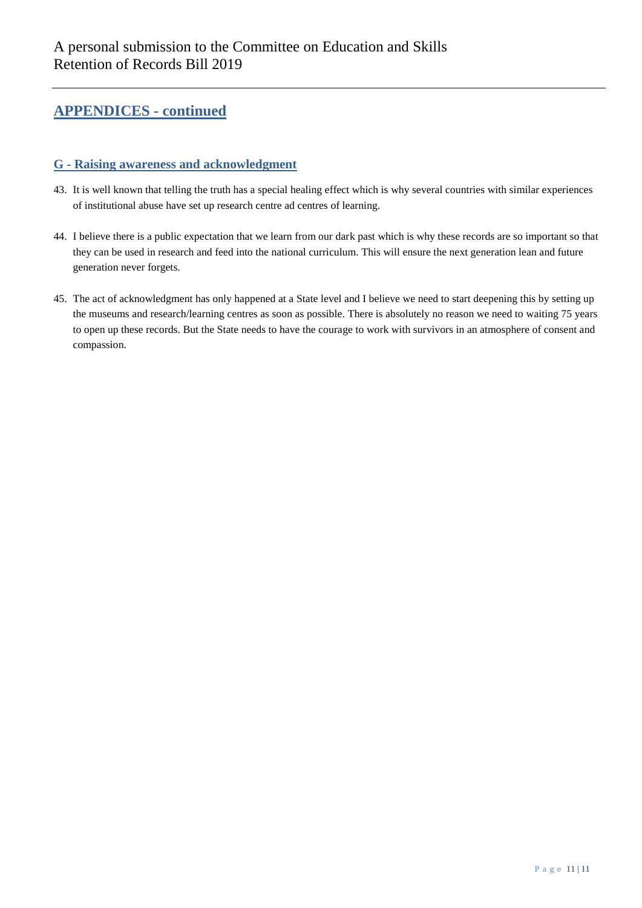## APPENDICES - continued

### G - Raising awareness and acknowledgment

43. It is well known that telling the truth has a special healing effect which is why several countries with similar experiences of institutional abuse have set up research centre ad centres of learning.

44. I believe there is a public expectation that we learn from our dark past which is why these records are so important so that they can be used in research and feed into the national curriculum. This will ensure the next generation lean and future generation never forgets.

45. The act of acknowledgment has only happened at a State level and I believe we need to start deepening this by setting up the museums and research/learning centres as soon as possible. There is absolutely no reason we need to waiting 75 years to open up these records. But the State needs to have the courage to work with survivors in an atmosphere of consent and compassion.